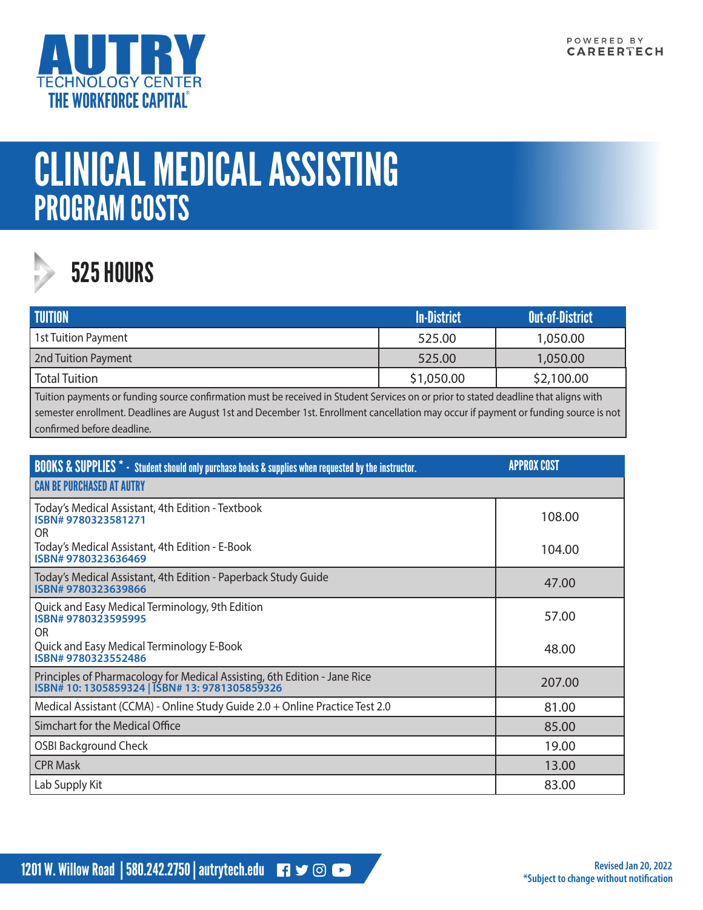AUTRY TECHNOLOGY CENTER
THE WORKFORCE CAPITAL®

POWERED BY CAREERTECH

# CLINICAL MEDICAL ASSISTING
## PROGRAM COSTS

### 525 HOURS

| TUITION | In-District | Out-of-District |
|---|---|---|
| 1st Tuition Payment | 525.00 | 1,050.00 |
| 2nd Tuition Payment | 525.00 | 1,050.00 |
| Total Tuition | $1,050.00 | $2,100.00 |
| Tuition payments or funding source confirmation must be received in Student Services on or prior to stated deadline that aligns with semester enrollment. Deadlines are August 1st and December 1st. Enrollment cancellation may occur if payment or funding source is not confirmed before deadline. | | |

| BOOKS & SUPPLIES * - Student should only purchase books & supplies when requested by the instructor. | APPROX COST |
|---|---|
| **CAN BE PURCHASED AT AUTRY** | |
| Today's Medical Assistant, 4th Edition - Textbook **ISBN# 9780323581271** | 108.00 |
| OR Today's Medical Assistant, 4th Edition - E-Book **ISBN# 9780323636469** | 104.00 |
| Today's Medical Assistant, 4th Edition - Paperback Study Guide **ISBN# 9780323639866** | 47.00 |
| Quick and Easy Medical Terminology, 9th Edition **ISBN# 9780323595995** | 57.00 |
| OR Quick and Easy Medical Terminology E-Book **ISBN# 9780323552486** | 48.00 |
| Principles of Pharmacology for Medical Assisting, 6th Edition - Jane Rice **ISBN# 10: 1305859324 \| ISBN# 13: 9781305859326** | 207.00 |
| Medical Assistant (CCMA) - Online Study Guide 2.0 + Online Practice Test 2.0 | 81.00 |
| Simchart for the Medical Office | 85.00 |
| OSBI Background Check | 19.00 |
| CPR Mask | 13.00 |
| Lab Supply Kit | 83.00 |

1201 W. Willow Road | 580.242.2750 | autrytech.edu

Revised Jan 20, 2022
*Subject to change without notification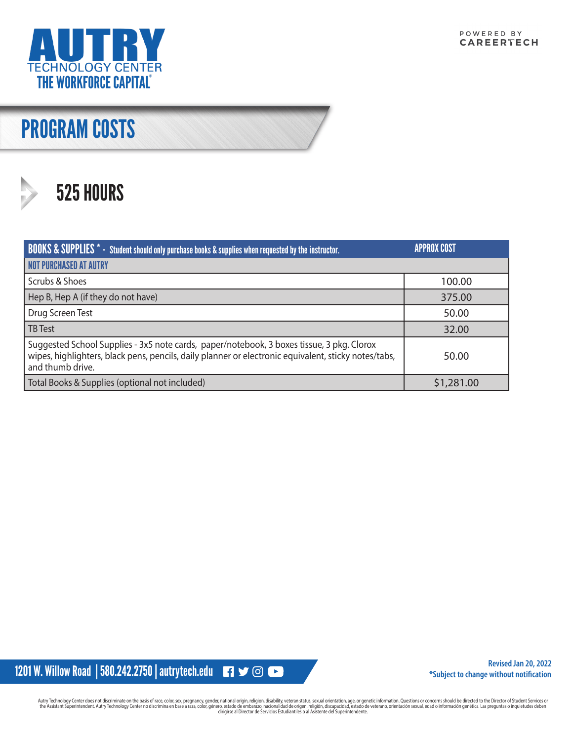# PROGRAM COSTS

## 525 HOURS

| BOOKS & SUPPLIES * - Student should only purchase books & supplies when requested by the instructor. | APPROX COST |
|---|---|
| NOT PURCHASED AT AUTRY | |
| Scrubs & Shoes | 100.00 |
| Hep B, Hep A (if they do not have) | 375.00 |
| Drug Screen Test | 50.00 |
| TB Test | 32.00 |
| Suggested School Supplies - 3x5 note cards, paper/notebook, 3 boxes tissue, 3 pkg. Clorox wipes, highlighters, black pens, pencils, daily planner or electronic equivalent, sticky notes/tabs, and thumb drive. | 50.00 |
| Total Books & Supplies (optional not included) | $1,281.00 |

1201 W. Willow Road | 580.242.2750 | autrytech.edu

Revised Jan 20, 2022
*Subject to change without notification

Autry Technology Center does not discriminate on the basis of race, color, sex, pregnancy, gender, national origin, religion, disability, veteran status, sexual orientation, age, or genetic information. Questions or concerns should be directed to the Director of Student Services or the Assistant Superintendent. Autry Technology Center no discrimina en base a raza, color, género, estado de embarazo, nacionalidad de origen, religión, discapacidad, estado de veterano, orientación sexual, edad o información genética. Las preguntas o inquietudes deben dirigirse al Director de Servicios Estudiantiles o al Asistente del Superintendente.